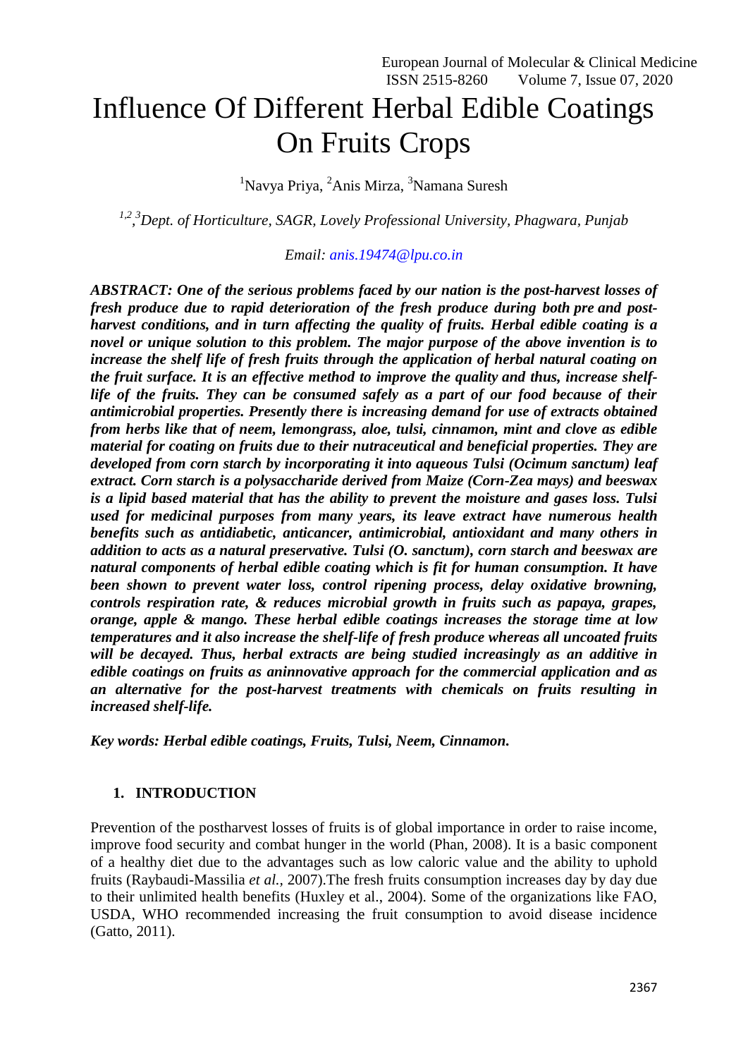# Influence Of Different Herbal Edible Coatings On Fruits Crops

[1]Navya Priya, [2]Anis Mirza, [3]Namana Suresh

*[1,2,3]Dept. of Horticulture, SAGR, Lovely Professional University, Phagwara, Punjab*

*Email: anis.19474@lpu.co.in*

***ABSTRACT: One of the serious problems faced by our nation is the post-harvest losses of fresh produce due to rapid deterioration of the fresh produce during both pre and post-harvest conditions, and in turn affecting the quality of fruits. Herbal edible coating is a novel or unique solution to this problem. The major purpose of the above invention is to increase the shelf life of fresh fruits through the application of herbal natural coating on the fruit surface. It is an effective method to improve the quality and thus, increase shelf-life of the fruits. They can be consumed safely as a part of our food because of their antimicrobial properties. Presently there is increasing demand for use of extracts obtained from herbs like that of neem, lemongrass, aloe, tulsi, cinnamon, mint and clove as edible material for coating on fruits due to their nutraceutical and beneficial properties. They are developed from corn starch by incorporating it into aqueous Tulsi (Ocimum sanctum) leaf extract. Corn starch is a polysaccharide derived from Maize (Corn-Zea mays) and beeswax is a lipid based material that has the ability to prevent the moisture and gases loss. Tulsi used for medicinal purposes from many years, its leave extract have numerous health benefits such as antidiabetic, anticancer, antimicrobial, antioxidant and many others in addition to acts as a natural preservative. Tulsi (O. sanctum), corn starch and beeswax are natural components of herbal edible coating which is fit for human consumption. It have been shown to prevent water loss, control ripening process, delay oxidative browning, controls respiration rate, & reduces microbial growth in fruits such as papaya, grapes, orange, apple & mango. These herbal edible coatings increases the storage time at low temperatures and it also increase the shelf-life of fresh produce whereas all uncoated fruits will be decayed. Thus, herbal extracts are being studied increasingly as an additive in edible coatings on fruits as aninnovative approach for the commercial application and as an alternative for the post-harvest treatments with chemicals on fruits resulting in increased shelf-life.***

***Key words: Herbal edible coatings, Fruits, Tulsi, Neem, Cinnamon.***

## 1. INTRODUCTION

Prevention of the postharvest losses of fruits is of global importance in order to raise income, improve food security and combat hunger in the world (Phan, 2008). It is a basic component of a healthy diet due to the advantages such as low caloric value and the ability to uphold fruits (Raybaudi-Massilia *et al.,* 2007).The fresh fruits consumption increases day by day due to their unlimited health benefits (Huxley et al., 2004). Some of the organizations like FAO, USDA, WHO recommended increasing the fruit consumption to avoid disease incidence (Gatto, 2011).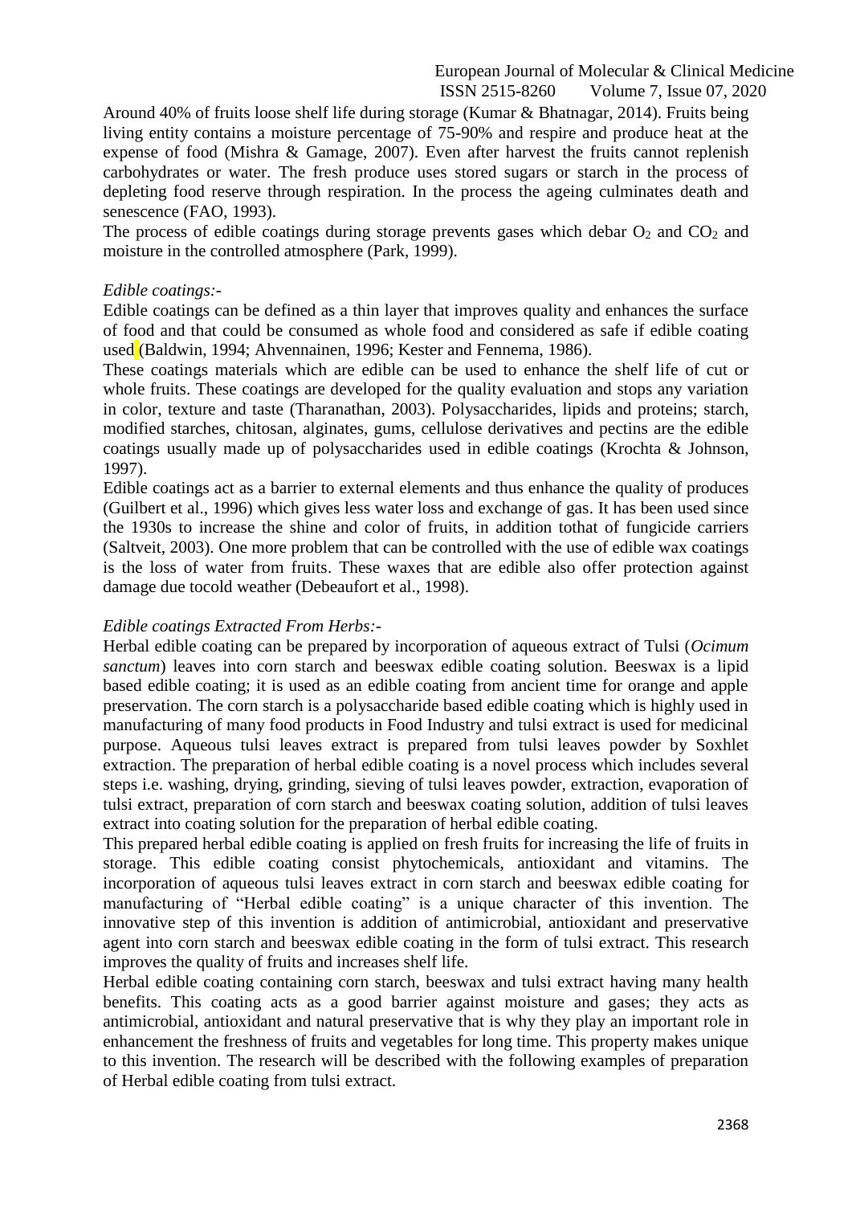Around 40% of fruits loose shelf life during storage (Kumar & Bhatnagar, 2014). Fruits being living entity contains a moisture percentage of 75-90% and respire and produce heat at the expense of food (Mishra & Gamage, 2007). Even after harvest the fruits cannot replenish carbohydrates or water. The fresh produce uses stored sugars or starch in the process of depleting food reserve through respiration. In the process the ageing culminates death and senescence (FAO, 1993).

The process of edible coatings during storage prevents gases which debar $O_2$ and $CO_2$ and moisture in the controlled atmosphere (Park, 1999).

*Edible coatings:-*

Edible coatings can be defined as a thin layer that improves quality and enhances the surface of food and that could be consumed as whole food and considered as safe if edible coating used (Baldwin, 1994; Ahvennainen, 1996; Kester and Fennema, 1986).

These coatings materials which are edible can be used to enhance the shelf life of cut or whole fruits. These coatings are developed for the quality evaluation and stops any variation in color, texture and taste (Tharanathan, 2003). Polysaccharides, lipids and proteins; starch, modified starches, chitosan, alginates, gums, cellulose derivatives and pectins are the edible coatings usually made up of polysaccharides used in edible coatings (Krochta & Johnson, 1997).

Edible coatings act as a barrier to external elements and thus enhance the quality of produces (Guilbert et al., 1996) which gives less water loss and exchange of gas. It has been used since the 1930s to increase the shine and color of fruits, in addition tothat of fungicide carriers (Saltveit, 2003). One more problem that can be controlled with the use of edible wax coatings is the loss of water from fruits. These waxes that are edible also offer protection against damage due tocold weather (Debeaufort et al., 1998).

*Edible coatings Extracted From Herbs:-*

Herbal edible coating can be prepared by incorporation of aqueous extract of Tulsi (*Ocimum sanctum*) leaves into corn starch and beeswax edible coating solution. Beeswax is a lipid based edible coating; it is used as an edible coating from ancient time for orange and apple preservation. The corn starch is a polysaccharide based edible coating which is highly used in manufacturing of many food products in Food Industry and tulsi extract is used for medicinal purpose. Aqueous tulsi leaves extract is prepared from tulsi leaves powder by Soxhlet extraction. The preparation of herbal edible coating is a novel process which includes several steps i.e. washing, drying, grinding, sieving of tulsi leaves powder, extraction, evaporation of tulsi extract, preparation of corn starch and beeswax coating solution, addition of tulsi leaves extract into coating solution for the preparation of herbal edible coating.

This prepared herbal edible coating is applied on fresh fruits for increasing the life of fruits in storage. This edible coating consist phytochemicals, antioxidant and vitamins. The incorporation of aqueous tulsi leaves extract in corn starch and beeswax edible coating for manufacturing of "Herbal edible coating" is a unique character of this invention. The innovative step of this invention is addition of antimicrobial, antioxidant and preservative agent into corn starch and beeswax edible coating in the form of tulsi extract. This research improves the quality of fruits and increases shelf life.

Herbal edible coating containing corn starch, beeswax and tulsi extract having many health benefits. This coating acts as a good barrier against moisture and gases; they acts as antimicrobial, antioxidant and natural preservative that is why they play an important role in enhancement the freshness of fruits and vegetables for long time. This property makes unique to this invention. The research will be described with the following examples of preparation of Herbal edible coating from tulsi extract.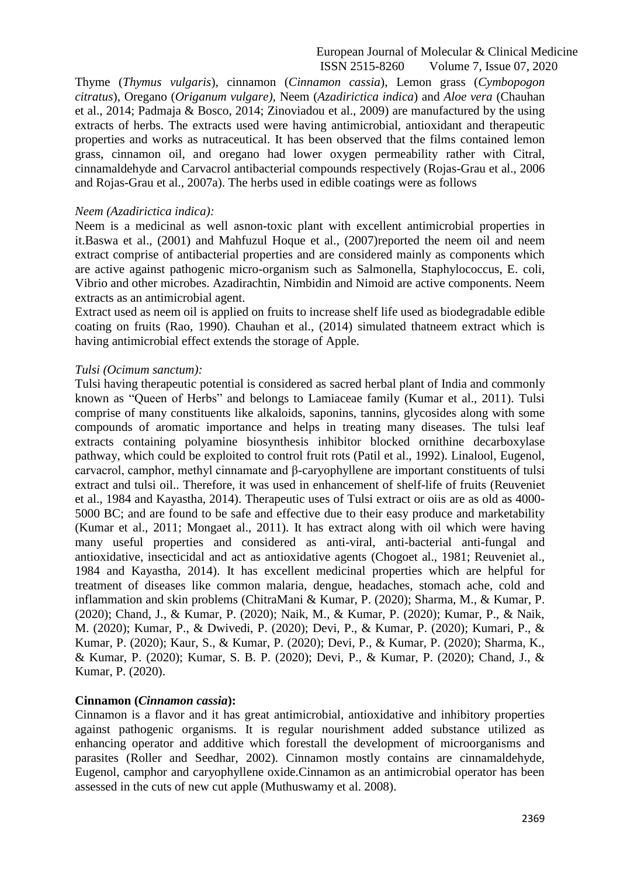Thyme (*Thymus vulgaris*), cinnamon (*Cinnamon cassia*), Lemon grass (*Cymbopogon citratus*), Oregano (*Origanum vulgare)*, Neem (*Azadirictica indica*) and *Aloe vera* (Chauhan et al., 2014; Padmaja & Bosco, 2014; Zinoviadou et al., 2009) are manufactured by the using extracts of herbs. The extracts used were having antimicrobial, antioxidant and therapeutic properties and works as nutraceutical. It has been observed that the films contained lemon grass, cinnamon oil, and oregano had lower oxygen permeability rather with Citral, cinnamaldehyde and Carvacrol antibacterial compounds respectively (Rojas-Grau et al., 2006 and Rojas-Grau et al., 2007a). The herbs used in edible coatings were as follows

*Neem (Azadirictica indica):*

Neem is a medicinal as well asnon-toxic plant with excellent antimicrobial properties in it.Baswa et al., (2001) and Mahfuzul Hoque et al., (2007)reported the neem oil and neem extract comprise of antibacterial properties and are considered mainly as components which are active against pathogenic micro-organism such as Salmonella, Staphylococcus, E. coli, Vibrio and other microbes. Azadirachtin, Nimbidin and Nimoid are active components. Neem extracts as an antimicrobial agent.

Extract used as neem oil is applied on fruits to increase shelf life used as biodegradable edible coating on fruits (Rao, 1990). Chauhan et al., (2014) simulated thatneem extract which is having antimicrobial effect extends the storage of Apple.

*Tulsi (Ocimum sanctum):*

Tulsi having therapeutic potential is considered as sacred herbal plant of India and commonly known as "Queen of Herbs" and belongs to Lamiaceae family (Kumar et al., 2011). Tulsi comprise of many constituents like alkaloids, saponins, tannins, glycosides along with some compounds of aromatic importance and helps in treating many diseases. The tulsi leaf extracts containing polyamine biosynthesis inhibitor blocked ornithine decarboxylase pathway, which could be exploited to control fruit rots (Patil et al., 1992). Linalool, Eugenol, carvacrol, camphor, methyl cinnamate and β-caryophyllene are important constituents of tulsi extract and tulsi oil.. Therefore, it was used in enhancement of shelf-life of fruits (Reuveniet et al., 1984 and Kayastha, 2014). Therapeutic uses of Tulsi extract or oiis are as old as 4000-5000 BC; and are found to be safe and effective due to their easy produce and marketability (Kumar et al., 2011; Mongaet al., 2011). It has extract along with oil which were having many useful properties and considered as anti-viral, anti-bacterial anti-fungal and antioxidative, insecticidal and act as antioxidative agents (Chogoet al., 1981; Reuveniet al., 1984 and Kayastha, 2014). It has excellent medicinal properties which are helpful for treatment of diseases like common malaria, dengue, headaches, stomach ache, cold and inflammation and skin problems (ChitraMani & Kumar, P. (2020); Sharma, M., & Kumar, P. (2020); Chand, J., & Kumar, P. (2020); Naik, M., & Kumar, P. (2020); Kumar, P., & Naik, M. (2020); Kumar, P., & Dwivedi, P. (2020); Devi, P., & Kumar, P. (2020); Kumari, P., & Kumar, P. (2020); Kaur, S., & Kumar, P. (2020); Devi, P., & Kumar, P. (2020); Sharma, K., & Kumar, P. (2020); Kumar, S. B. P. (2020); Devi, P., & Kumar, P. (2020); Chand, J., & Kumar, P. (2020).

**Cinnamon (*Cinnamon cassia*):**

Cinnamon is a flavor and it has great antimicrobial, antioxidative and inhibitory properties against pathogenic organisms. It is regular nourishment added substance utilized as enhancing operator and additive which forestall the development of microorganisms and parasites (Roller and Seedhar, 2002). Cinnamon mostly contains are cinnamaldehyde, Eugenol, camphor and caryophyllene oxide.Cinnamon as an antimicrobial operator has been assessed in the cuts of new cut apple (Muthuswamy et al. 2008).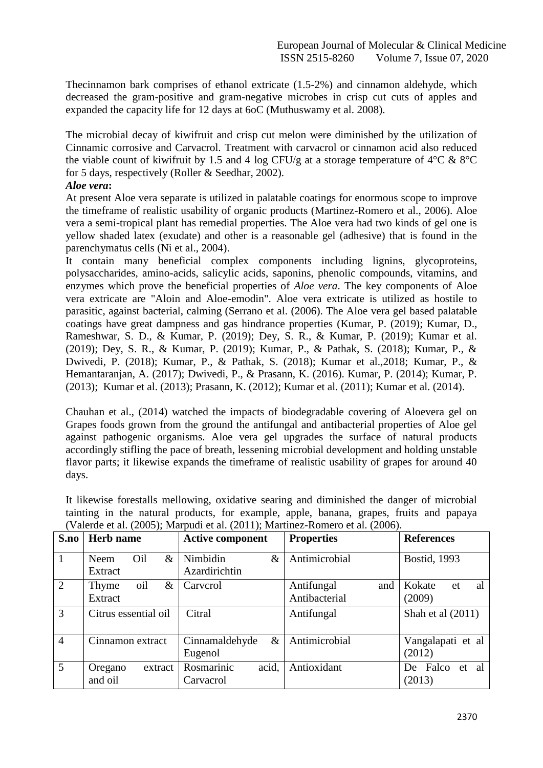Thecinnamon bark comprises of ethanol extricate (1.5-2%) and cinnamon aldehyde, which decreased the gram-positive and gram-negative microbes in crisp cut cuts of apples and expanded the capacity life for 12 days at 6oC (Muthuswamy et al. 2008).

The microbial decay of kiwifruit and crisp cut melon were diminished by the utilization of Cinnamic corrosive and Carvacrol. Treatment with carvacrol or cinnamon acid also reduced the viable count of kiwifruit by 1.5 and 4 log CFU/g at a storage temperature of 4°C & 8°C for 5 days, respectively (Roller & Seedhar, 2002).

***Aloe vera*:**

At present Aloe vera separate is utilized in palatable coatings for enormous scope to improve the timeframe of realistic usability of organic products (Martinez-Romero et al., 2006). Aloe vera a semi-tropical plant has remedial properties. The Aloe vera had two kinds of gel one is yellow shaded latex (exudate) and other is a reasonable gel (adhesive) that is found in the parenchymatus cells (Ni et al., 2004).

It contain many beneficial complex components including lignins, glycoproteins, polysaccharides, amino-acids, salicylic acids, saponins, phenolic compounds, vitamins, and enzymes which prove the beneficial properties of *Aloe vera*. The key components of Aloe vera extricate are "Aloin and Aloe-emodin". Aloe vera extricate is utilized as hostile to parasitic, against bacterial, calming (Serrano et al. (2006). The Aloe vera gel based palatable coatings have great dampness and gas hindrance properties (Kumar, P. (2019); Kumar, D., Rameshwar, S. D., & Kumar, P. (2019); Dey, S. R., & Kumar, P. (2019); Kumar et al. (2019); Dey, S. R., & Kumar, P. (2019); Kumar, P., & Pathak, S. (2018); Kumar, P., & Dwivedi, P. (2018); Kumar, P., & Pathak, S. (2018); Kumar et al.,2018; Kumar, P., & Hemantaranjan, A. (2017); Dwivedi, P., & Prasann, K. (2016). Kumar, P. (2014); Kumar, P. (2013); Kumar et al. (2013); Prasann, K. (2012); Kumar et al. (2011); Kumar et al. (2014).

Chauhan et al., (2014) watched the impacts of biodegradable covering of Aloevera gel on Grapes foods grown from the ground the antifungal and antibacterial properties of Aloe gel against pathogenic organisms. Aloe vera gel upgrades the surface of natural products accordingly stifling the pace of breath, lessening microbial development and holding unstable flavor parts; it likewise expands the timeframe of realistic usability of grapes for around 40 days.

It likewise forestalls mellowing, oxidative searing and diminished the danger of microbial tainting in the natural products, for example, apple, banana, grapes, fruits and papaya (Valerde et al. (2005); Marpudi et al. (2011); Martinez-Romero et al. (2006).

| S.no | Herb name | Active component | Properties | References |
|---|---|---|---|---|
| 1 | Neem Oil & Extract | Nimbidin & Azardirichtin | Antimicrobial | Bostid, 1993 |
| 2 | Thyme oil & Extract | Carvcrol | Antifungal and Antibacterial | Kokate et al (2009) |
| 3 | Citrus essential oil | Citral | Antifungal | Shah et al (2011) |
| 4 | Cinnamon extract | Cinnamaldehyde & Eugenol | Antimicrobial | Vangalapati et al (2012) |
| 5 | Oregano extract and oil | Rosmarinic acid, Carvacrol | Antioxidant | De Falco et al (2013) |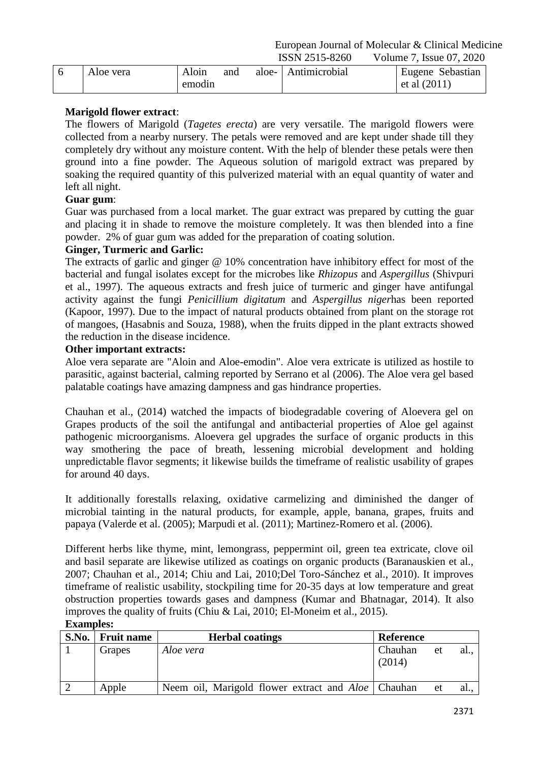| 6 | Aloe vera | Aloin and aloe-emodin | Antimicrobial | Eugene Sebastian et al (2011) |
|---|---|---|---|---|

**Marigold flower extract**:

The flowers of Marigold (*Tagetes erecta*) are very versatile. The marigold flowers were collected from a nearby nursery. The petals were removed and are kept under shade till they completely dry without any moisture content. With the help of blender these petals were then ground into a fine powder. The Aqueous solution of marigold extract was prepared by soaking the required quantity of this pulverized material with an equal quantity of water and left all night.

**Guar gum**:

Guar was purchased from a local market. The guar extract was prepared by cutting the guar and placing it in shade to remove the moisture completely. It was then blended into a fine powder. 2% of guar gum was added for the preparation of coating solution.

**Ginger, Turmeric and Garlic:**

The extracts of garlic and ginger @ 10% concentration have inhibitory effect for most of the bacterial and fungal isolates except for the microbes like *Rhizopus* and *Aspergillus* (Shivpuri et al., 1997). The aqueous extracts and fresh juice of turmeric and ginger have antifungal activity against the fungi *Penicillium digitatum* and *Aspergillus niger*has been reported (Kapoor, 1997). Due to the impact of natural products obtained from plant on the storage rot of mangoes, (Hasabnis and Souza, 1988), when the fruits dipped in the plant extracts showed the reduction in the disease incidence.

**Other important extracts:**

Aloe vera separate are "Aloin and Aloe-emodin". Aloe vera extricate is utilized as hostile to parasitic, against bacterial, calming reported by Serrano et al (2006). The Aloe vera gel based palatable coatings have amazing dampness and gas hindrance properties.

Chauhan et al., (2014) watched the impacts of biodegradable covering of Aloevera gel on Grapes products of the soil the antifungal and antibacterial properties of Aloe gel against pathogenic microorganisms. Aloevera gel upgrades the surface of organic products in this way smothering the pace of breath, lessening microbial development and holding unpredictable flavor segments; it likewise builds the timeframe of realistic usability of grapes for around 40 days.

It additionally forestalls relaxing, oxidative carmelizing and diminished the danger of microbial tainting in the natural products, for example, apple, banana, grapes, fruits and papaya (Valerde et al. (2005); Marpudi et al. (2011); Martinez-Romero et al. (2006).

Different herbs like thyme, mint, lemongrass, peppermint oil, green tea extricate, clove oil and basil separate are likewise utilized as coatings on organic products (Baranauskien et al., 2007; Chauhan et al., 2014; Chiu and Lai, 2010;Del Toro-Sánchez et al., 2010). It improves timeframe of realistic usability, stockpiling time for 20-35 days at low temperature and great obstruction properties towards gases and dampness (Kumar and Bhatnagar, 2014). It also improves the quality of fruits (Chiu & Lai, 2010; El-Moneim et al., 2015).

**Examples:**

| S.No. | Fruit name | Herbal coatings | Reference |
|---|---|---|---|
| 1 | Grapes | *Aloe vera* | Chauhan et al., (2014) |
| 2 | Apple | Neem oil, Marigold flower extract and *Aloe* | Chauhan et al., |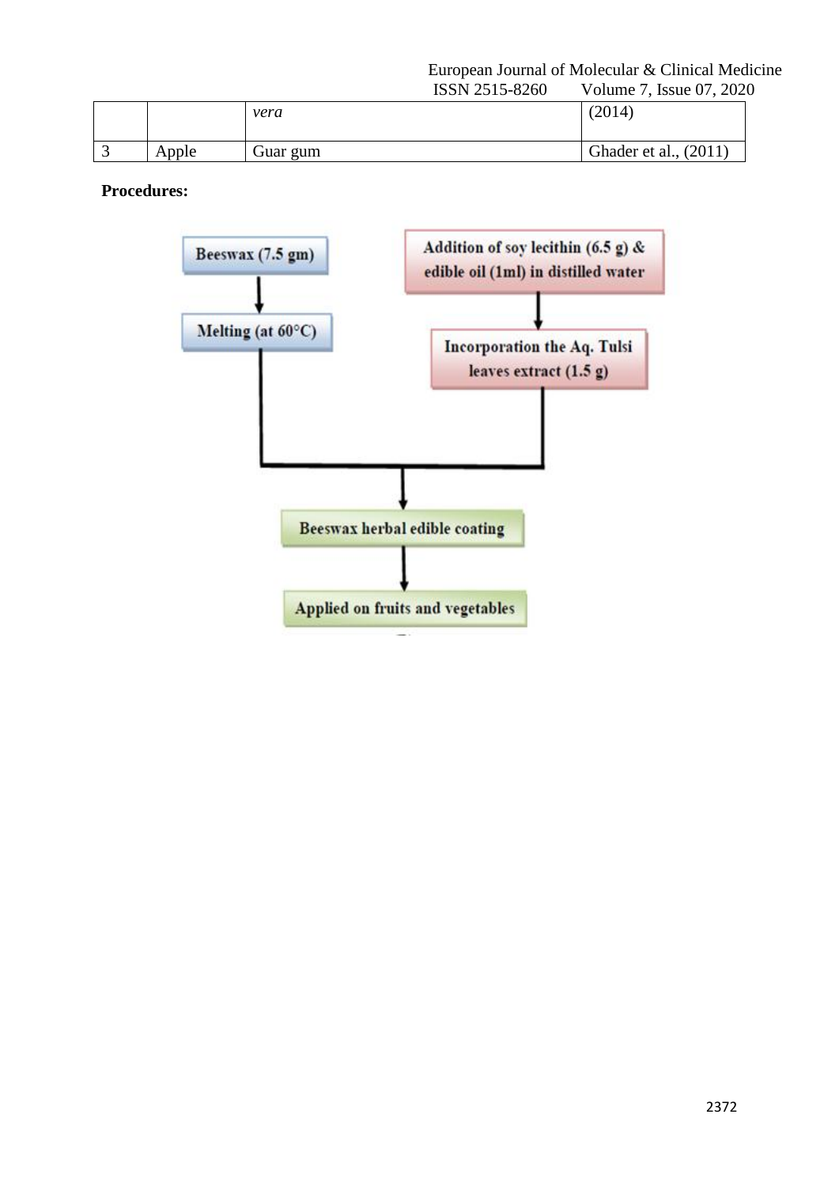| | | *vera* | (2014) |
|---|---|---|---|
| 3 | Apple | Guar gum | Ghader et al., (2011) |

**Procedures:**

Beeswax (7.5 gm) → Melting (at 60°C)

Addition of soy lecithin (6.5 g) & edible oil (1ml) in distilled water → Incorporation the Aq. Tulsi leaves extract (1.5 g)

→ Beeswax herbal edible coating

→ Applied on fruits and vegetables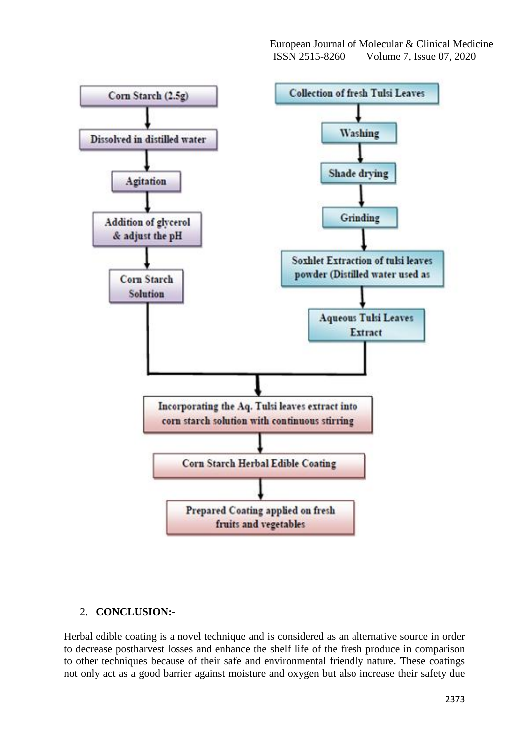**Corn Starch Solution:**

- Corn Starch (2.5g)
- Dissolved in distilled water
- Agitation
- Addition of glycerol & adjust the pH
- Corn Starch Solution

**Aqueous Tulsi Leaves Extract:**

- Collection of fresh Tulsi Leaves
- Washing
- Shade drying
- Grinding
- Soxhlet Extraction of tulsi leaves powder (Distilled water used as
- Aqueous Tulsi Leaves Extract

**Combined:**

- Incorporating the Aq. Tulsi leaves extract into corn starch solution with continuous stirring
- Corn Starch Herbal Edible Coating
- Prepared Coating applied on fresh fruits and vegetables

## 2. CONCLUSION:-

Herbal edible coating is a novel technique and is considered as an alternative source in order to decrease postharvest losses and enhance the shelf life of the fresh produce in comparison to other techniques because of their safe and environmental friendly nature. These coatings not only act as a good barrier against moisture and oxygen but also increase their safety due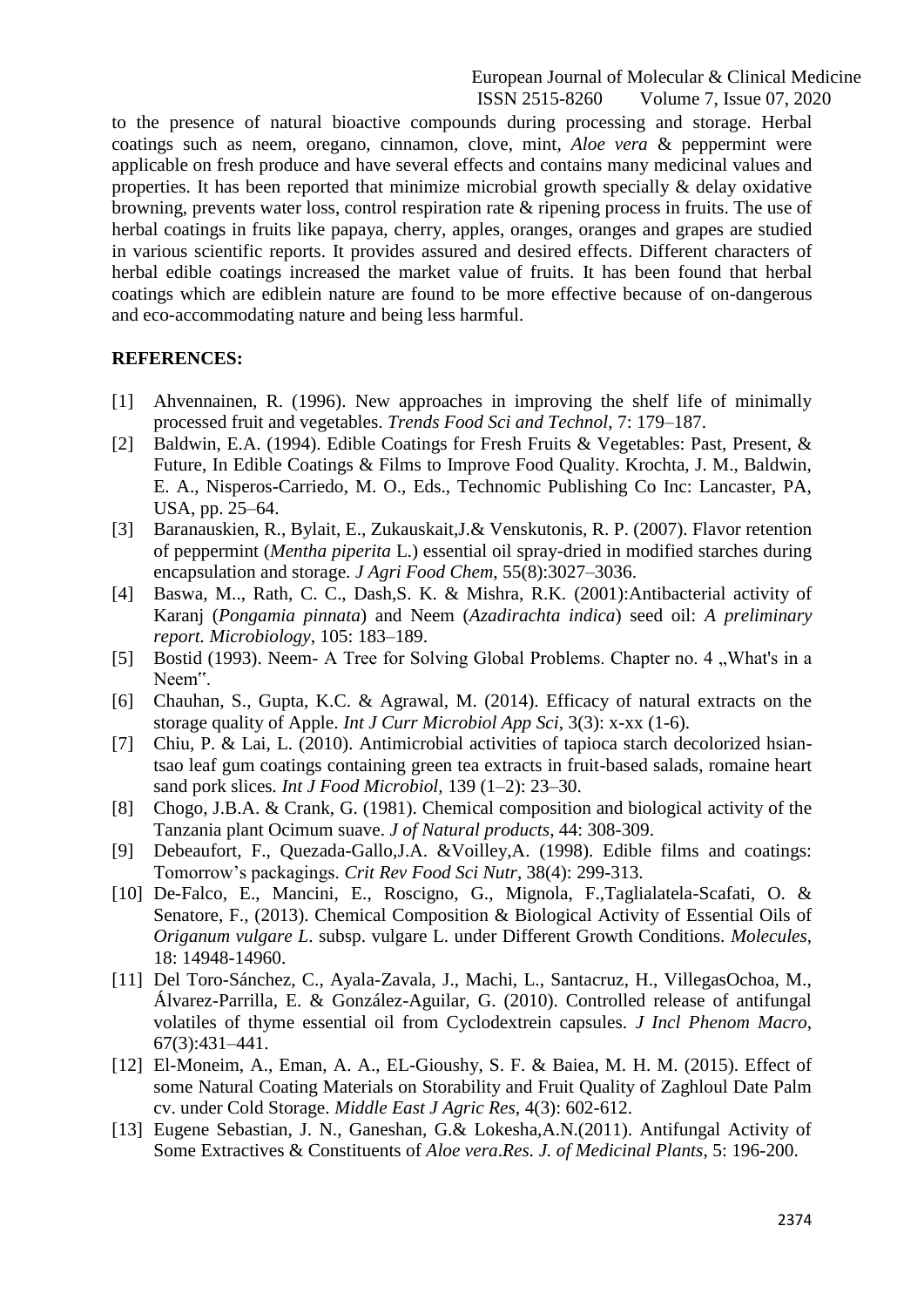to the presence of natural bioactive compounds during processing and storage. Herbal coatings such as neem, oregano, cinnamon, clove, mint, *Aloe vera* & peppermint were applicable on fresh produce and have several effects and contains many medicinal values and properties. It has been reported that minimize microbial growth specially & delay oxidative browning, prevents water loss, control respiration rate & ripening process in fruits. The use of herbal coatings in fruits like papaya, cherry, apples, oranges, oranges and grapes are studied in various scientific reports. It provides assured and desired effects. Different characters of herbal edible coatings increased the market value of fruits. It has been found that herbal coatings which are ediblein nature are found to be more effective because of on-dangerous and eco-accommodating nature and being less harmful.

## REFERENCES:

[1] Ahvennainen, R. (1996). New approaches in improving the shelf life of minimally processed fruit and vegetables. *Trends Food Sci and Technol*, 7: 179–187.

[2] Baldwin, E.A. (1994). Edible Coatings for Fresh Fruits & Vegetables: Past, Present, & Future, In Edible Coatings & Films to Improve Food Quality. Krochta, J. M., Baldwin, E. A., Nisperos-Carriedo, M. O., Eds., Technomic Publishing Co Inc: Lancaster, PA, USA, pp. 25–64.

[3] Baranauskien, R., Bylait, E., Zukauskait,J.& Venskutonis, R. P. (2007). Flavor retention of peppermint (*Mentha piperita* L.) essential oil spray-dried in modified starches during encapsulation and storage. *J Agri Food Chem*, 55(8):3027–3036.

[4] Baswa, M.., Rath, C. C., Dash,S. K. & Mishra, R.K. (2001):Antibacterial activity of Karanj (*Pongamia pinnata*) and Neem (*Azadirachta indica*) seed oil: *A preliminary report. Microbiology*, 105: 183–189.

[5] Bostid (1993). Neem- A Tree for Solving Global Problems. Chapter no. 4 „What's in a Neem‟.

[6] Chauhan, S., Gupta, K.C. & Agrawal, M. (2014). Efficacy of natural extracts on the storage quality of Apple. *Int J Curr Microbiol App Sci*, 3(3): x-xx (1-6).

[7] Chiu, P. & Lai, L. (2010). Antimicrobial activities of tapioca starch decolorized hsian-tsao leaf gum coatings containing green tea extracts in fruit-based salads, romaine heart sand pork slices. *Int J Food Microbiol*, 139 (1–2): 23–30.

[8] Chogo, J.B.A. & Crank, G. (1981). Chemical composition and biological activity of the Tanzania plant Ocimum suave. *J of Natural products*, 44: 308-309.

[9] Debeaufort, F., Quezada-Gallo,J.A. &Voilley,A. (1998). Edible films and coatings: Tomorrow's packagings. *Crit Rev Food Sci Nutr*, 38(4): 299-313.

[10] De-Falco, E., Mancini, E., Roscigno, G., Mignola, F.,Taglialatela-Scafati, O. & Senatore, F., (2013). Chemical Composition & Biological Activity of Essential Oils of *Origanum vulgare L*. subsp. vulgare L. under Different Growth Conditions. *Molecules*, 18: 14948-14960.

[11] Del Toro-Sánchez, C., Ayala-Zavala, J., Machi, L., Santacruz, H., VillegasOchoa, M., Álvarez-Parrilla, E. & González-Aguilar, G. (2010). Controlled release of antifungal volatiles of thyme essential oil from Cyclodextrein capsules. *J Incl Phenom Macro*, 67(3):431–441.

[12] El-Moneim, A., Eman, A. A., EL-Gioushy, S. F. & Baiea, M. H. M. (2015). Effect of some Natural Coating Materials on Storability and Fruit Quality of Zaghloul Date Palm cv. under Cold Storage. *Middle East J Agric Res*, 4(3): 602-612.

[13] Eugene Sebastian, J. N., Ganeshan, G.& Lokesha,A.N.(2011). Antifungal Activity of Some Extractives & Constituents of *Aloe vera*.*Res. J. of Medicinal Plants*, 5: 196-200.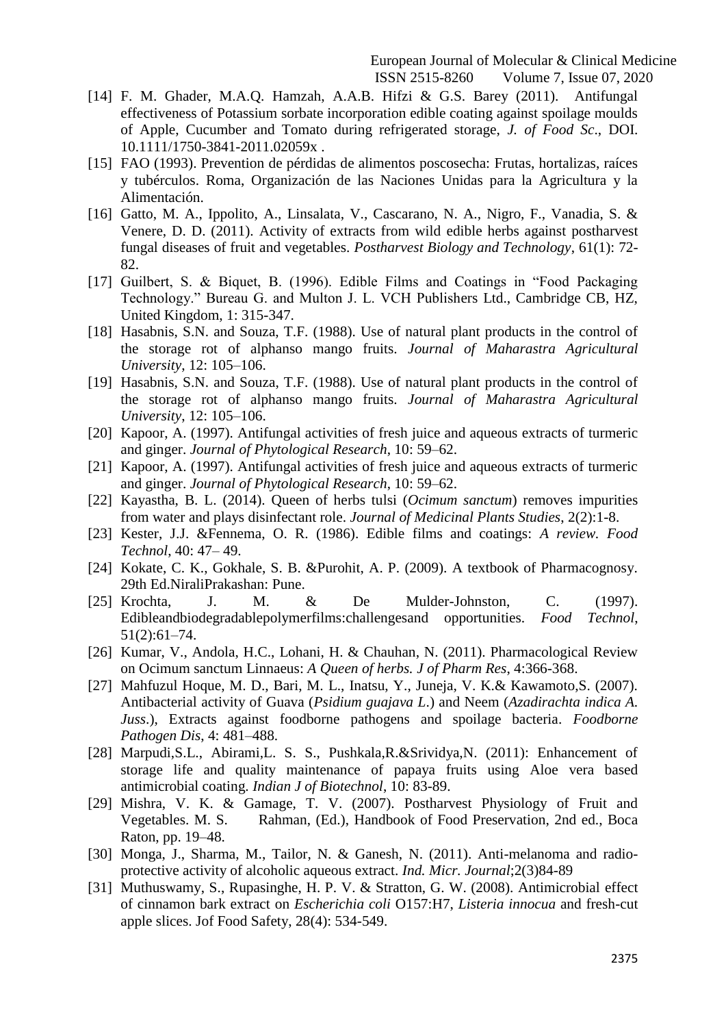[14] F. M. Ghader, M.A.Q. Hamzah, A.A.B. Hifzi & G.S. Barey (2011). Antifungal effectiveness of Potassium sorbate incorporation edible coating against spoilage moulds of Apple, Cucumber and Tomato during refrigerated storage, *J. of Food Sc*., DOI. 10.1111/1750-3841-2011.02059x .

[15] FAO (1993). Prevention de pérdidas de alimentos poscosecha: Frutas, hortalizas, raíces y tubérculos. Roma, Organización de las Naciones Unidas para la Agricultura y la Alimentación.

[16] Gatto, M. A., Ippolito, A., Linsalata, V., Cascarano, N. A., Nigro, F., Vanadia, S. & Venere, D. D. (2011). Activity of extracts from wild edible herbs against postharvest fungal diseases of fruit and vegetables. *Postharvest Biology and Technology*, 61(1): 72-82.

[17] Guilbert, S. & Biquet, B. (1996). Edible Films and Coatings in "Food Packaging Technology." Bureau G. and Multon J. L. VCH Publishers Ltd., Cambridge CB, HZ, United Kingdom, 1: 315-347.

[18] Hasabnis, S.N. and Souza, T.F. (1988). Use of natural plant products in the control of the storage rot of alphanso mango fruits. *Journal of Maharastra Agricultural University*, 12: 105–106.

[19] Hasabnis, S.N. and Souza, T.F. (1988). Use of natural plant products in the control of the storage rot of alphanso mango fruits. *Journal of Maharastra Agricultural University*, 12: 105–106.

[20] Kapoor, A. (1997). Antifungal activities of fresh juice and aqueous extracts of turmeric and ginger. *Journal of Phytological Research*, 10: 59–62.

[21] Kapoor, A. (1997). Antifungal activities of fresh juice and aqueous extracts of turmeric and ginger. *Journal of Phytological Research*, 10: 59–62.

[22] Kayastha, B. L. (2014). Queen of herbs tulsi (*Ocimum sanctum*) removes impurities from water and plays disinfectant role. *Journal of Medicinal Plants Studies*, 2(2):1-8.

[23] Kester, J.J. &Fennema, O. R. (1986). Edible films and coatings: *A review. Food Technol*, 40: 47– 49.

[24] Kokate, C. K., Gokhale, S. B. &Purohit, A. P. (2009). A textbook of Pharmacognosy. 29th Ed.NiraliPrakashan: Pune.

[25] Krochta, J. M. & De Mulder-Johnston, C. (1997). Edibleandbiodegradablepolymerfilms:challengesand opportunities. *Food Technol*, 51(2):61–74.

[26] Kumar, V., Andola, H.C., Lohani, H. & Chauhan, N. (2011). Pharmacological Review on Ocimum sanctum Linnaeus: *A Queen of herbs. J of Pharm Res*, 4:366-368.

[27] Mahfuzul Hoque, M. D., Bari, M. L., Inatsu, Y., Juneja, V. K.& Kawamoto,S. (2007). Antibacterial activity of Guava (*Psidium guajava L*.) and Neem (*Azadirachta indica A. Juss*.), Extracts against foodborne pathogens and spoilage bacteria. *Foodborne Pathogen Dis*, 4: 481–488.

[28] Marpudi,S.L., Abirami,L. S. S., Pushkala,R.&Srividya,N. (2011): Enhancement of storage life and quality maintenance of papaya fruits using Aloe vera based antimicrobial coating. *Indian J of Biotechnol*, 10: 83-89.

[29] Mishra, V. K. & Gamage, T. V. (2007). Postharvest Physiology of Fruit and Vegetables. M. S. Rahman, (Ed.), Handbook of Food Preservation, 2nd ed., Boca Raton, pp. 19–48.

[30] Monga, J., Sharma, M., Tailor, N. & Ganesh, N. (2011). Anti-melanoma and radio-protective activity of alcoholic aqueous extract. *Ind. Micr. Journal*;2(3)84-89

[31] Muthuswamy, S., Rupasinghe, H. P. V. & Stratton, G. W. (2008). Antimicrobial effect of cinnamon bark extract on *Escherichia coli* O157:H7, *Listeria innocua* and fresh-cut apple slices. Jof Food Safety, 28(4): 534-549.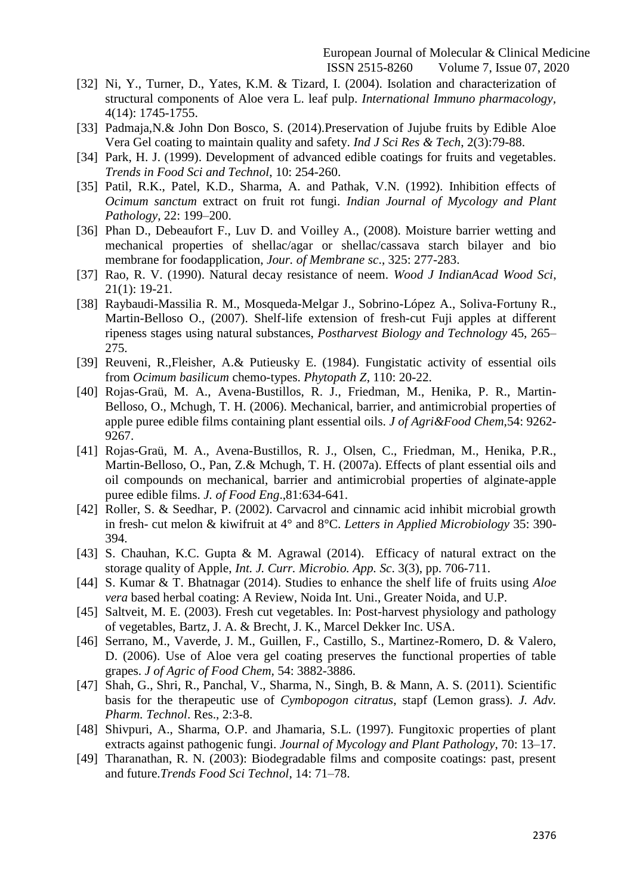[32] Ni, Y., Turner, D., Yates, K.M. & Tizard, I. (2004). Isolation and characterization of structural components of Aloe vera L. leaf pulp. *International Immuno pharmacology*, 4(14): 1745-1755.

[33] Padmaja,N.& John Don Bosco, S. (2014).Preservation of Jujube fruits by Edible Aloe Vera Gel coating to maintain quality and safety. *Ind J Sci Res & Tech*, 2(3):79-88.

[34] Park, H. J. (1999). Development of advanced edible coatings for fruits and vegetables. *Trends in Food Sci and Technol*, 10: 254-260.

[35] Patil, R.K., Patel, K.D., Sharma, A. and Pathak, V.N. (1992). Inhibition effects of *Ocimum sanctum* extract on fruit rot fungi. *Indian Journal of Mycology and Plant Pathology*, 22: 199–200.

[36] Phan D., Debeaufort F., Luv D. and Voilley A., (2008). Moisture barrier wetting and mechanical properties of shellac/agar or shellac/cassava starch bilayer and bio membrane for foodapplication, *Jour. of Membrane sc*., 325: 277-283.

[37] Rao, R. V. (1990). Natural decay resistance of neem. *Wood J IndianAcad Wood Sci*, 21(1): 19-21.

[38] Raybaudi-Massilia R. M., Mosqueda-Melgar J., Sobrino-López A., Soliva-Fortuny R., Martin-Belloso O., (2007). Shelf-life extension of fresh-cut Fuji apples at different ripeness stages using natural substances, *Postharvest Biology and Technology* 45, 265–275.

[39] Reuveni, R.,Fleisher, A.& Putieusky E. (1984). Fungistatic activity of essential oils from *Ocimum basilicum* chemo-types. *Phytopath Z*, 110: 20-22.

[40] Rojas-Graü, M. A., Avena-Bustillos, R. J., Friedman, M., Henika, P. R., Martin-Belloso, O., Mchugh, T. H. (2006). Mechanical, barrier, and antimicrobial properties of apple puree edible films containing plant essential oils. *J of Agri&Food Chem*,54: 9262-9267.

[41] Rojas-Graü, M. A., Avena-Bustillos, R. J., Olsen, C., Friedman, M., Henika, P.R., Martin-Belloso, O., Pan, Z.& Mchugh, T. H. (2007a). Effects of plant essential oils and oil compounds on mechanical, barrier and antimicrobial properties of alginate-apple puree edible films. *J. of Food Eng*.,81:634-641.

[42] Roller, S. & Seedhar, P. (2002). Carvacrol and cinnamic acid inhibit microbial growth in fresh- cut melon & kiwifruit at 4° and 8°C. *Letters in Applied Microbiology* 35: 390-394.

[43] S. Chauhan, K.C. Gupta & M. Agrawal (2014). Efficacy of natural extract on the storage quality of Apple, *Int. J. Curr. Microbio. App. Sc*. 3(3), pp. 706-711.

[44] S. Kumar & T. Bhatnagar (2014). Studies to enhance the shelf life of fruits using *Aloe vera* based herbal coating: A Review, Noida Int. Uni., Greater Noida, and U.P.

[45] Saltveit, M. E. (2003). Fresh cut vegetables. In: Post-harvest physiology and pathology of vegetables, Bartz, J. A. & Brecht, J. K., Marcel Dekker Inc. USA.

[46] Serrano, M., Vaverde, J. M., Guillen, F., Castillo, S., Martinez-Romero, D. & Valero, D. (2006). Use of Aloe vera gel coating preserves the functional properties of table grapes. *J of Agric of Food Chem*, 54: 3882-3886.

[47] Shah, G., Shri, R., Panchal, V., Sharma, N., Singh, B. & Mann, A. S. (2011). Scientific basis for the therapeutic use of *Cymbopogon citratus*, stapf (Lemon grass). *J. Adv. Pharm. Technol*. Res., 2:3-8.

[48] Shivpuri, A., Sharma, O.P. and Jhamaria, S.L. (1997). Fungitoxic properties of plant extracts against pathogenic fungi. *Journal of Mycology and Plant Pathology*, 70: 13–17.

[49] Tharanathan, R. N. (2003): Biodegradable films and composite coatings: past, present and future.*Trends Food Sci Technol*, 14: 71–78.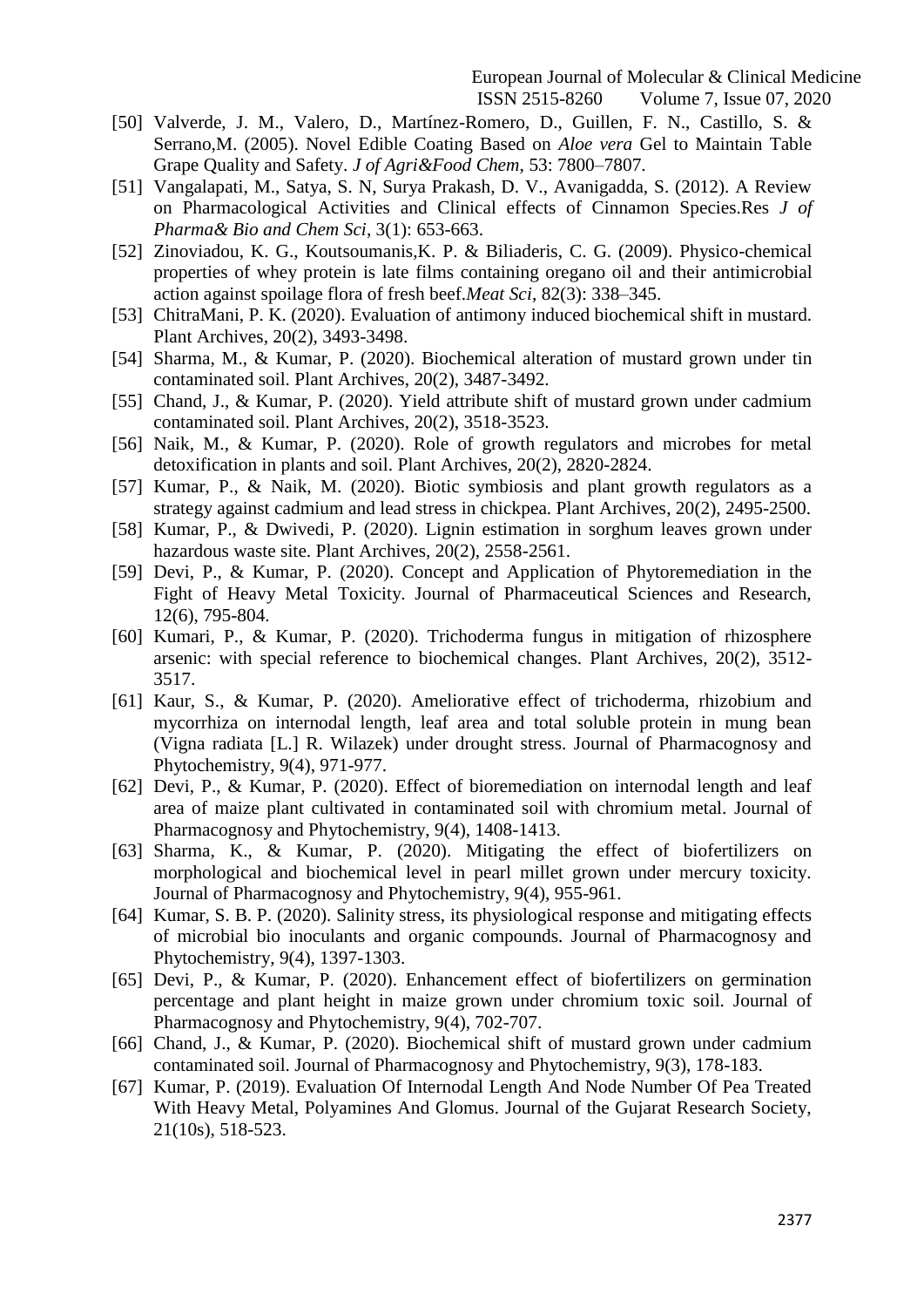[50] Valverde, J. M., Valero, D., Martínez-Romero, D., Guillen, F. N., Castillo, S. & Serrano,M. (2005). Novel Edible Coating Based on *Aloe vera* Gel to Maintain Table Grape Quality and Safety. *J of Agri&Food Chem*, 53: 7800–7807.

[51] Vangalapati, M., Satya, S. N, Surya Prakash, D. V., Avanigadda, S. (2012). A Review on Pharmacological Activities and Clinical effects of Cinnamon Species.Res *J of Pharma& Bio and Chem Sci*, 3(1): 653-663.

[52] Zinoviadou, K. G., Koutsoumanis,K. P. & Biliaderis, C. G. (2009). Physico-chemical properties of whey protein is late films containing oregano oil and their antimicrobial action against spoilage flora of fresh beef.*Meat Sci*, 82(3): 338–345.

[53] ChitraMani, P. K. (2020). Evaluation of antimony induced biochemical shift in mustard. Plant Archives, 20(2), 3493-3498.

[54] Sharma, M., & Kumar, P. (2020). Biochemical alteration of mustard grown under tin contaminated soil. Plant Archives, 20(2), 3487-3492.

[55] Chand, J., & Kumar, P. (2020). Yield attribute shift of mustard grown under cadmium contaminated soil. Plant Archives, 20(2), 3518-3523.

[56] Naik, M., & Kumar, P. (2020). Role of growth regulators and microbes for metal detoxification in plants and soil. Plant Archives, 20(2), 2820-2824.

[57] Kumar, P., & Naik, M. (2020). Biotic symbiosis and plant growth regulators as a strategy against cadmium and lead stress in chickpea. Plant Archives, 20(2), 2495-2500.

[58] Kumar, P., & Dwivedi, P. (2020). Lignin estimation in sorghum leaves grown under hazardous waste site. Plant Archives, 20(2), 2558-2561.

[59] Devi, P., & Kumar, P. (2020). Concept and Application of Phytoremediation in the Fight of Heavy Metal Toxicity. Journal of Pharmaceutical Sciences and Research, 12(6), 795-804.

[60] Kumari, P., & Kumar, P. (2020). Trichoderma fungus in mitigation of rhizosphere arsenic: with special reference to biochemical changes. Plant Archives, 20(2), 3512-3517.

[61] Kaur, S., & Kumar, P. (2020). Ameliorative effect of trichoderma, rhizobium and mycorrhiza on internodal length, leaf area and total soluble protein in mung bean (Vigna radiata [L.] R. Wilazek) under drought stress. Journal of Pharmacognosy and Phytochemistry, 9(4), 971-977.

[62] Devi, P., & Kumar, P. (2020). Effect of bioremediation on internodal length and leaf area of maize plant cultivated in contaminated soil with chromium metal. Journal of Pharmacognosy and Phytochemistry, 9(4), 1408-1413.

[63] Sharma, K., & Kumar, P. (2020). Mitigating the effect of biofertilizers on morphological and biochemical level in pearl millet grown under mercury toxicity. Journal of Pharmacognosy and Phytochemistry, 9(4), 955-961.

[64] Kumar, S. B. P. (2020). Salinity stress, its physiological response and mitigating effects of microbial bio inoculants and organic compounds. Journal of Pharmacognosy and Phytochemistry, 9(4), 1397-1303.

[65] Devi, P., & Kumar, P. (2020). Enhancement effect of biofertilizers on germination percentage and plant height in maize grown under chromium toxic soil. Journal of Pharmacognosy and Phytochemistry, 9(4), 702-707.

[66] Chand, J., & Kumar, P. (2020). Biochemical shift of mustard grown under cadmium contaminated soil. Journal of Pharmacognosy and Phytochemistry, 9(3), 178-183.

[67] Kumar, P. (2019). Evaluation Of Internodal Length And Node Number Of Pea Treated With Heavy Metal, Polyamines And Glomus. Journal of the Gujarat Research Society, 21(10s), 518-523.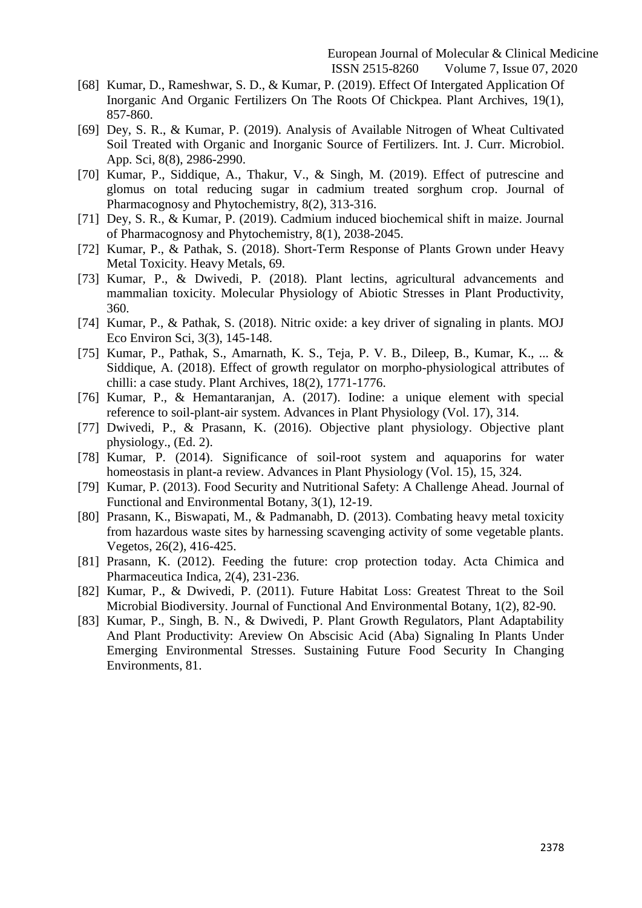[68] Kumar, D., Rameshwar, S. D., & Kumar, P. (2019). Effect Of Intergated Application Of Inorganic And Organic Fertilizers On The Roots Of Chickpea. Plant Archives, 19(1), 857-860.

[69] Dey, S. R., & Kumar, P. (2019). Analysis of Available Nitrogen of Wheat Cultivated Soil Treated with Organic and Inorganic Source of Fertilizers. Int. J. Curr. Microbiol. App. Sci, 8(8), 2986-2990.

[70] Kumar, P., Siddique, A., Thakur, V., & Singh, M. (2019). Effect of putrescine and glomus on total reducing sugar in cadmium treated sorghum crop. Journal of Pharmacognosy and Phytochemistry, 8(2), 313-316.

[71] Dey, S. R., & Kumar, P. (2019). Cadmium induced biochemical shift in maize. Journal of Pharmacognosy and Phytochemistry, 8(1), 2038-2045.

[72] Kumar, P., & Pathak, S. (2018). Short-Term Response of Plants Grown under Heavy Metal Toxicity. Heavy Metals, 69.

[73] Kumar, P., & Dwivedi, P. (2018). Plant lectins, agricultural advancements and mammalian toxicity. Molecular Physiology of Abiotic Stresses in Plant Productivity, 360.

[74] Kumar, P., & Pathak, S. (2018). Nitric oxide: a key driver of signaling in plants. MOJ Eco Environ Sci, 3(3), 145-148.

[75] Kumar, P., Pathak, S., Amarnath, K. S., Teja, P. V. B., Dileep, B., Kumar, K., ... & Siddique, A. (2018). Effect of growth regulator on morpho-physiological attributes of chilli: a case study. Plant Archives, 18(2), 1771-1776.

[76] Kumar, P., & Hemantaranjan, A. (2017). Iodine: a unique element with special reference to soil-plant-air system. Advances in Plant Physiology (Vol. 17), 314.

[77] Dwivedi, P., & Prasann, K. (2016). Objective plant physiology. Objective plant physiology., (Ed. 2).

[78] Kumar, P. (2014). Significance of soil-root system and aquaporins for water homeostasis in plant-a review. Advances in Plant Physiology (Vol. 15), 15, 324.

[79] Kumar, P. (2013). Food Security and Nutritional Safety: A Challenge Ahead. Journal of Functional and Environmental Botany, 3(1), 12-19.

[80] Prasann, K., Biswapati, M., & Padmanabh, D. (2013). Combating heavy metal toxicity from hazardous waste sites by harnessing scavenging activity of some vegetable plants. Vegetos, 26(2), 416-425.

[81] Prasann, K. (2012). Feeding the future: crop protection today. Acta Chimica and Pharmaceutica Indica, 2(4), 231-236.

[82] Kumar, P., & Dwivedi, P. (2011). Future Habitat Loss: Greatest Threat to the Soil Microbial Biodiversity. Journal of Functional And Environmental Botany, 1(2), 82-90.

[83] Kumar, P., Singh, B. N., & Dwivedi, P. Plant Growth Regulators, Plant Adaptability And Plant Productivity: Areview On Abscisic Acid (Aba) Signaling In Plants Under Emerging Environmental Stresses. Sustaining Future Food Security In Changing Environments, 81.